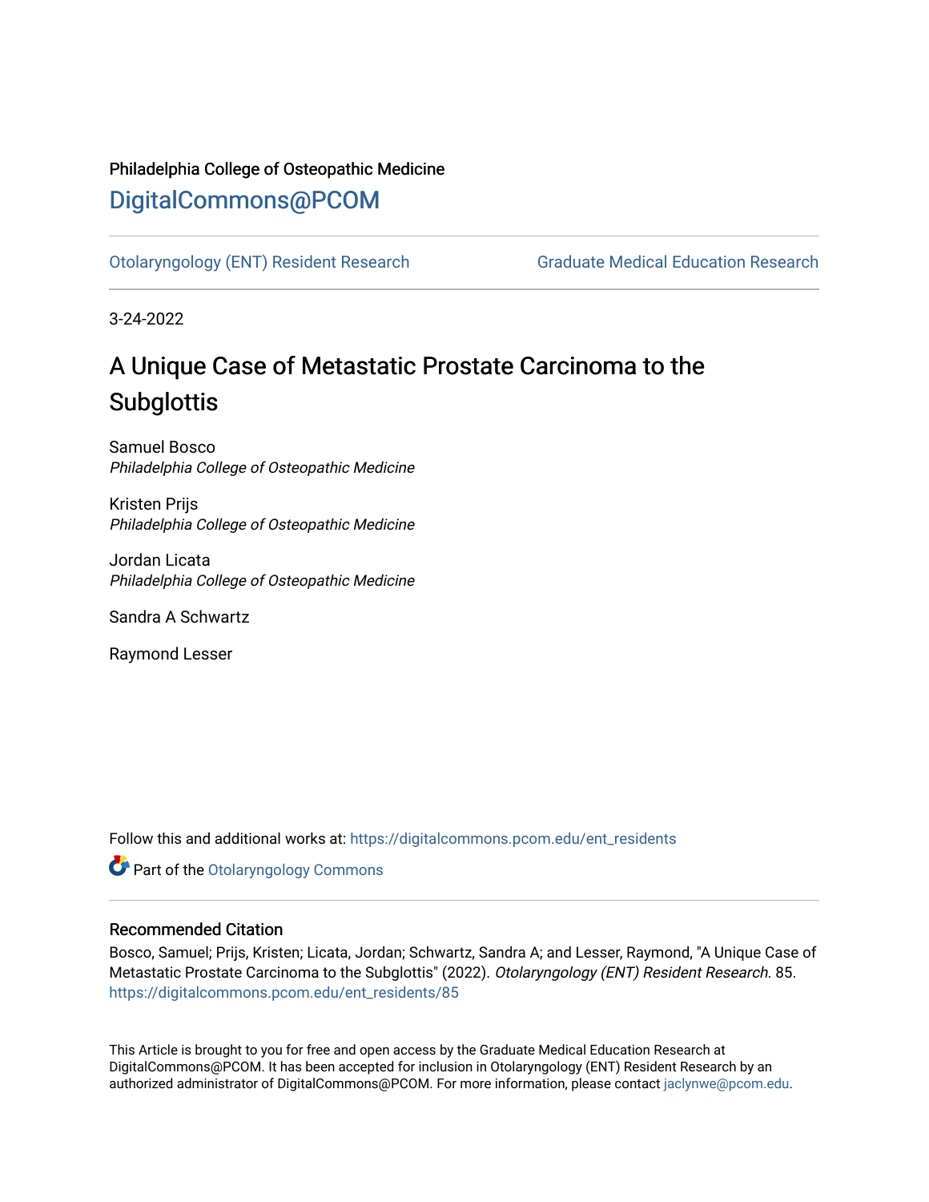Philadelphia College of Osteopathic Medicine

# DigitalCommons@PCOM

Otolaryngology (ENT) Resident Research | Graduate Medical Education Research

3-24-2022

# A Unique Case of Metastatic Prostate Carcinoma to the Subglottis

Samuel Bosco
*Philadelphia College of Osteopathic Medicine*

Kristen Prijs
*Philadelphia College of Osteopathic Medicine*

Jordan Licata
*Philadelphia College of Osteopathic Medicine*

Sandra A Schwartz

Raymond Lesser

Follow this and additional works at: https://digitalcommons.pcom.edu/ent_residents

Part of the Otolaryngology Commons

## Recommended Citation

Bosco, Samuel; Prijs, Kristen; Licata, Jordan; Schwartz, Sandra A; and Lesser, Raymond, "A Unique Case of Metastatic Prostate Carcinoma to the Subglottis" (2022). *Otolaryngology (ENT) Resident Research*. 85.
https://digitalcommons.pcom.edu/ent_residents/85

This Article is brought to you for free and open access by the Graduate Medical Education Research at DigitalCommons@PCOM. It has been accepted for inclusion in Otolaryngology (ENT) Resident Research by an authorized administrator of DigitalCommons@PCOM. For more information, please contact jaclynwe@pcom.edu.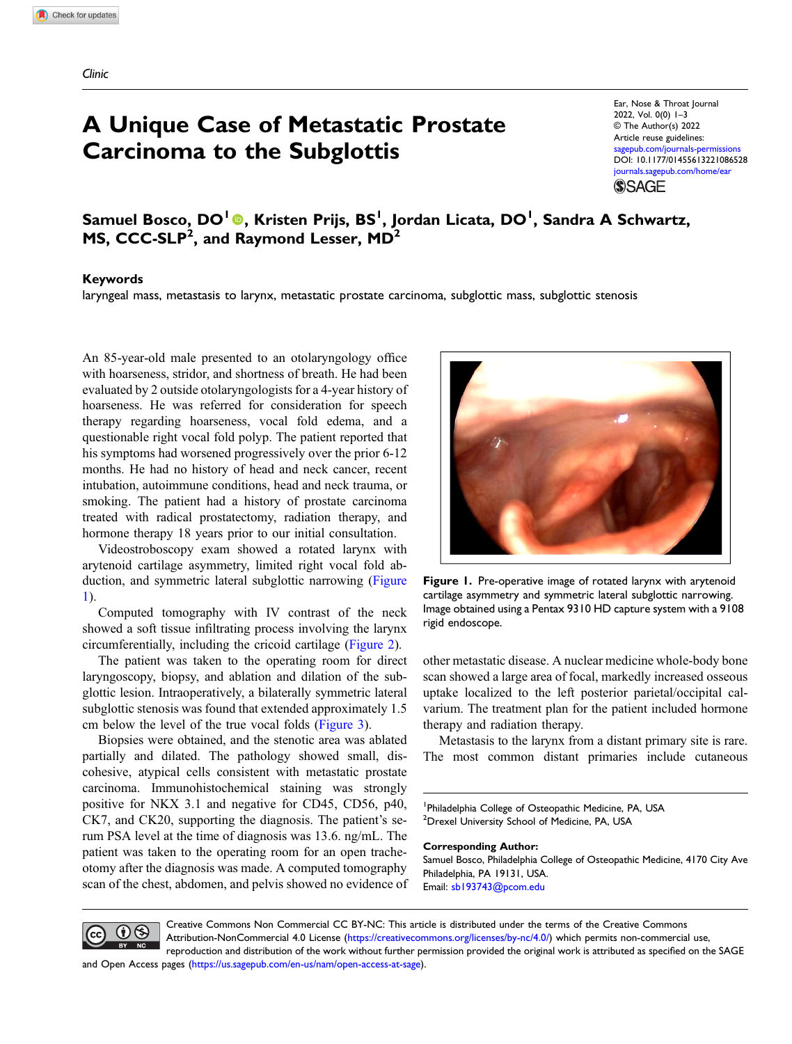Clinic

# A Unique Case of Metastatic Prostate Carcinoma to the Subglottis

Ear, Nose & Throat Journal
2022, Vol. 0(0) 1–3
© The Author(s) 2022
Article reuse guidelines:
sagepub.com/journals-permissions
DOI: 10.1177/01455613221086528
journals.sagepub.com/home/ear

**Samuel Bosco, DO[1], Kristen Prijs, BS[1], Jordan Licata, DO[1], Sandra A Schwartz, MS, CCC-SLP[2], and Raymond Lesser, MD[2]**

### Keywords

laryngeal mass, metastasis to larynx, metastatic prostate carcinoma, subglottic mass, subglottic stenosis

An 85-year-old male presented to an otolaryngology office with hoarseness, stridor, and shortness of breath. He had been evaluated by 2 outside otolaryngologists for a 4-year history of hoarseness. He was referred for consideration for speech therapy regarding hoarseness, vocal fold edema, and a questionable right vocal fold polyp. The patient reported that his symptoms had worsened progressively over the prior 6-12 months. He had no history of head and neck cancer, recent intubation, autoimmune conditions, head and neck trauma, or smoking. The patient had a history of prostate carcinoma treated with radical prostatectomy, radiation therapy, and hormone therapy 18 years prior to our initial consultation.

Videostroboscopy exam showed a rotated larynx with arytenoid cartilage asymmetry, limited right vocal fold abduction, and symmetric lateral subglottic narrowing (Figure 1).

Figure 1. Pre-operative image of rotated larynx with arytenoid cartilage asymmetry and symmetric lateral subglottic narrowing. Image obtained using a Pentax 9310 HD capture system with a 9108 rigid endoscope.

Computed tomography with IV contrast of the neck showed a soft tissue infiltrating process involving the larynx circumferentially, including the cricoid cartilage (Figure 2).

The patient was taken to the operating room for direct laryngoscopy, biopsy, and ablation and dilation of the subglottic lesion. Intraoperatively, a bilaterally symmetric lateral subglottic stenosis was found that extended approximately 1.5 cm below the level of the true vocal folds (Figure 3).

Biopsies were obtained, and the stenotic area was ablated partially and dilated. The pathology showed small, discohesive, atypical cells consistent with metastatic prostate carcinoma. Immunohistochemical staining was strongly positive for NKX 3.1 and negative for CD45, CD56, p40, CK7, and CK20, supporting the diagnosis. The patient's serum PSA level at the time of diagnosis was 13.6 ng/mL. The patient was taken to the operating room for an open tracheotomy after the diagnosis was made. A computed tomography scan of the chest, abdomen, and pelvis showed no evidence of other metastatic disease. A nuclear medicine whole-body bone scan showed a large area of focal, markedly increased osseous uptake localized to the left posterior parietal/occipital calvarium. The treatment plan for the patient included hormone therapy and radiation therapy.

Metastasis to the larynx from a distant primary site is rare. The most common distant primaries include cutaneous

[1]Philadelphia College of Osteopathic Medicine, PA, USA
[2]Drexel University School of Medicine, PA, USA

**Corresponding Author:**
Samuel Bosco, Philadelphia College of Osteopathic Medicine, 4170 City Ave Philadelphia, PA 19131, USA.
Email: sb193743@pcom.edu

Creative Commons Non Commercial CC BY-NC: This article is distributed under the terms of the Creative Commons Attribution-NonCommercial 4.0 License (https://creativecommons.org/licenses/by-nc/4.0/) which permits non-commercial use, reproduction and distribution of the work without further permission provided the original work is attributed as specified on the SAGE and Open Access pages (https://us.sagepub.com/en-us/nam/open-access-at-sage).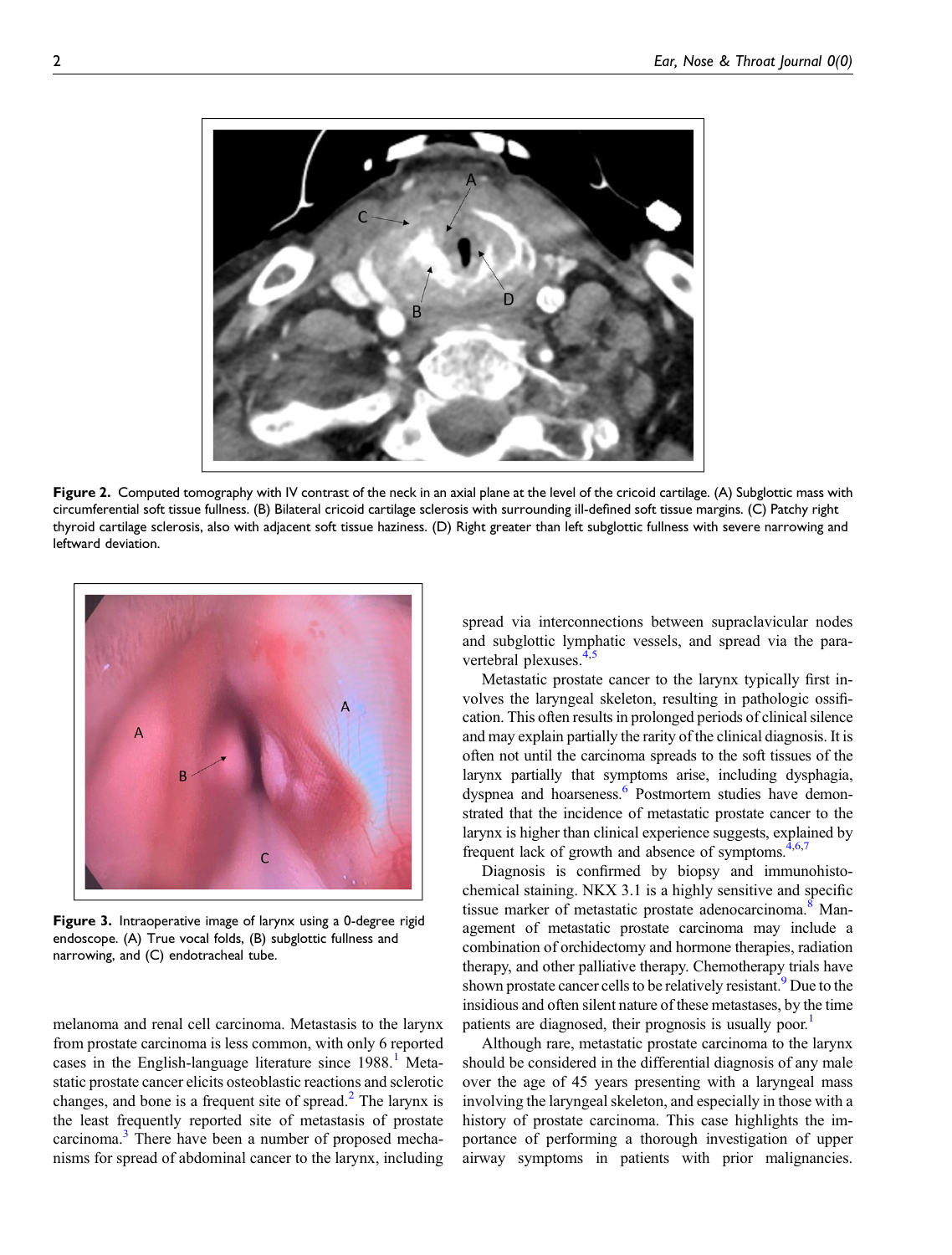Figure 2. Computed tomography with IV contrast of the neck in an axial plane at the level of the cricoid cartilage. (A) Subglottic mass with circumferential soft tissue fullness. (B) Bilateral cricoid cartilage sclerosis with surrounding ill-defined soft tissue margins. (C) Patchy right thyroid cartilage sclerosis, also with adjacent soft tissue haziness. (D) Right greater than left subglottic fullness with severe narrowing and leftward deviation.

Figure 3. Intraoperative image of larynx using a 0-degree rigid endoscope. (A) True vocal folds, (B) subglottic fullness and narrowing, and (C) endotracheal tube.

melanoma and renal cell carcinoma. Metastasis to the larynx from prostate carcinoma is less common, with only 6 reported cases in the English-language literature since 1988.[1] Metastatic prostate cancer elicits osteoblastic reactions and sclerotic changes, and bone is a frequent site of spread.[2] The larynx is the least frequently reported site of metastasis of prostate carcinoma.[3] There have been a number of proposed mechanisms for spread of abdominal cancer to the larynx, including spread via interconnections between supraclavicular nodes and subglottic lymphatic vessels, and spread via the paravertebral plexuses.[4,5]

Metastatic prostate cancer to the larynx typically first involves the laryngeal skeleton, resulting in pathologic ossification. This often results in prolonged periods of clinical silence and may explain partially the rarity of the clinical diagnosis. It is often not until the carcinoma spreads to the soft tissues of the larynx partially that symptoms arise, including dysphagia, dyspnea and hoarseness.[6] Postmortem studies have demonstrated that the incidence of metastatic prostate cancer to the larynx is higher than clinical experience suggests, explained by frequent lack of growth and absence of symptoms.[4,6,7]

Diagnosis is confirmed by biopsy and immunohistochemical staining. NKX 3.1 is a highly sensitive and specific tissue marker of metastatic prostate adenocarcinoma.[8] Management of metastatic prostate carcinoma may include a combination of orchidectomy and hormone therapies, radiation therapy, and other palliative therapy. Chemotherapy trials have shown prostate cancer cells to be relatively resistant.[9] Due to the insidious and often silent nature of these metastases, by the time patients are diagnosed, their prognosis is usually poor.[1]

Although rare, metastatic prostate carcinoma to the larynx should be considered in the differential diagnosis of any male over the age of 45 years presenting with a laryngeal mass involving the laryngeal skeleton, and especially in those with a history of prostate carcinoma. This case highlights the importance of performing a thorough investigation of upper airway symptoms in patients with prior malignancies.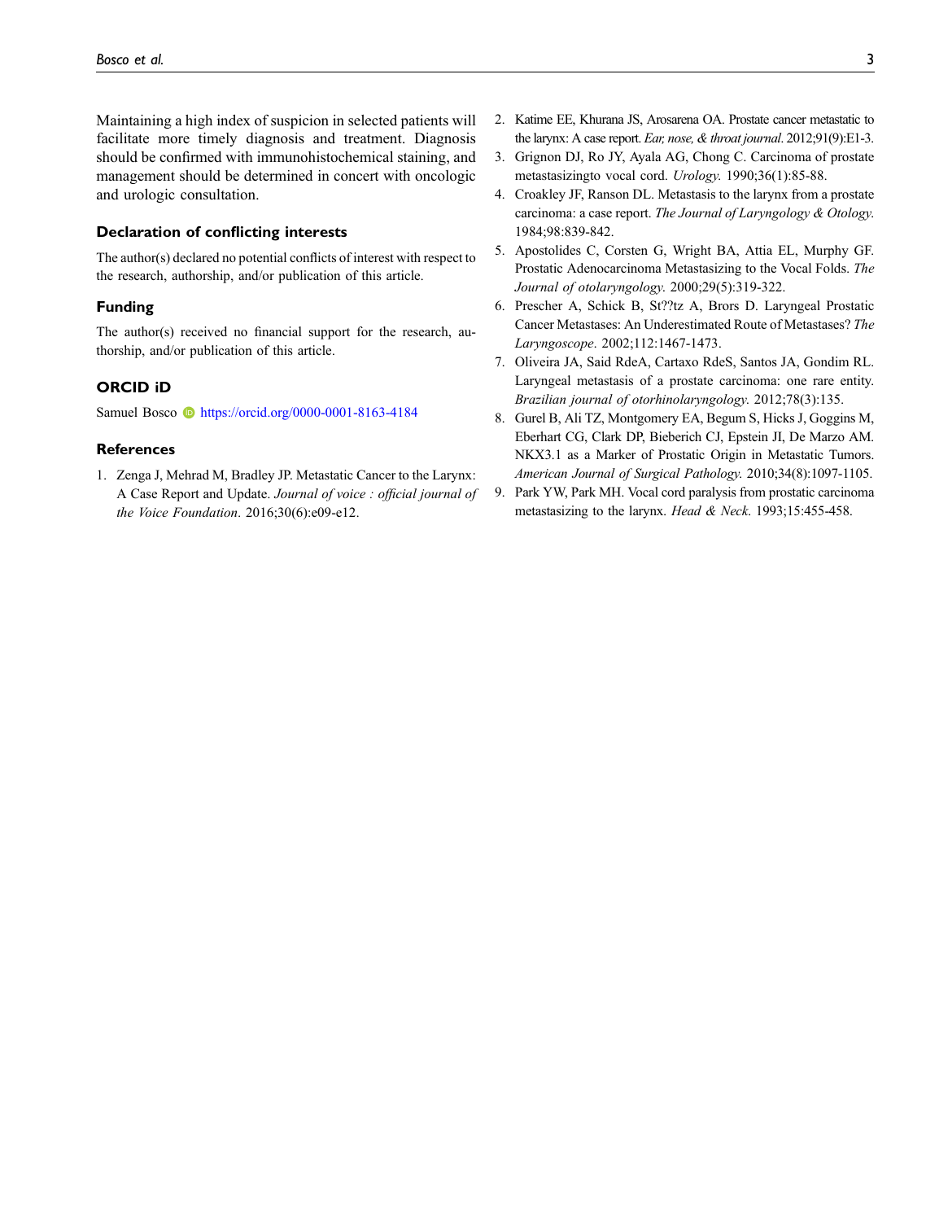Maintaining a high index of suspicion in selected patients will facilitate more timely diagnosis and treatment. Diagnosis should be confirmed with immunohistochemical staining, and management should be determined in concert with oncologic and urologic consultation.

### Declaration of conflicting interests

The author(s) declared no potential conflicts of interest with respect to the research, authorship, and/or publication of this article.

### Funding

The author(s) received no financial support for the research, authorship, and/or publication of this article.

### ORCID iD

Samuel Bosco https://orcid.org/0000-0001-8163-4184

### References

1. Zenga J, Mehrad M, Bradley JP. Metastatic Cancer to the Larynx: A Case Report and Update. *Journal of voice : official journal of the Voice Foundation*. 2016;30(6):e09-e12.
2. Katime EE, Khurana JS, Arosarena OA. Prostate cancer metastatic to the larynx: A case report. *Ear, nose, & throat journal*. 2012;91(9):E1-3.
3. Grignon DJ, Ro JY, Ayala AG, Chong C. Carcinoma of prostate metastasizingto vocal cord. *Urology*. 1990;36(1):85-88.
4. Croakley JF, Ranson DL. Metastasis to the larynx from a prostate carcinoma: a case report. *The Journal of Laryngology & Otology*. 1984;98:839-842.
5. Apostolides C, Corsten G, Wright BA, Attia EL, Murphy GF. Prostatic Adenocarcinoma Metastasizing to the Vocal Folds. *The Journal of otolaryngology*. 2000;29(5):319-322.
6. Prescher A, Schick B, St??tz A, Brors D. Laryngeal Prostatic Cancer Metastases: An Underestimated Route of Metastases? *The Laryngoscope*. 2002;112:1467-1473.
7. Oliveira JA, Said RdeA, Cartaxo RdeS, Santos JA, Gondim RL. Laryngeal metastasis of a prostate carcinoma: one rare entity. *Brazilian journal of otorhinolaryngology*. 2012;78(3):135.
8. Gurel B, Ali TZ, Montgomery EA, Begum S, Hicks J, Goggins M, Eberhart CG, Clark DP, Bieberich CJ, Epstein JI, De Marzo AM. NKX3.1 as a Marker of Prostatic Origin in Metastatic Tumors. *American Journal of Surgical Pathology*. 2010;34(8):1097-1105.
9. Park YW, Park MH. Vocal cord paralysis from prostatic carcinoma metastasizing to the larynx. *Head & Neck*. 1993;15:455-458.